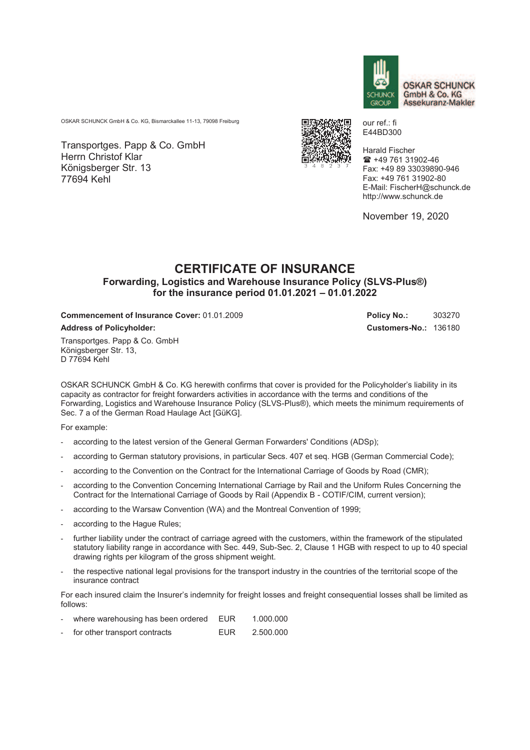OSKAR SCHUNCK  
GmbH & Co. KG  
Assekuranz-Makler

OSKAR SCHUNCK GmbH & Co. KG, Bismarckallee 11-13, 79098 Freiburg

Transportges. Papp & Co. GmbH  
Herrn Christof Klar  
Königsberger Str. 13  
77694 Kehl

our ref.: fi  
E44BD300

Harald Fischer  
☎ +49 761 31902-46  
Fax: +49 89 33039890-946  
Fax: +49 761 31902-80  
E-Mail: FischerH@schunck.de  
http://www.schunck.de

November 19, 2020

# CERTIFICATE OF INSURANCE

## Forwarding, Logistics and Warehouse Insurance Policy (SLVS-Plus®) for the insurance period 01.01.2021 – 01.01.2022

**Commencement of Insurance Cover:** 01.01.2009

**Policy No.:** 303270

**Address of Policyholder:**

**Customers-No.:** 136180

Transportges. Papp & Co. GmbH  
Königsberger Str. 13,  
D 77694 Kehl

OSKAR SCHUNCK GmbH & Co. KG herewith confirms that cover is provided for the Policyholder's liability in its capacity as contractor for freight forwarders activities in accordance with the terms and conditions of the Forwarding, Logistics and Warehouse Insurance Policy (SLVS-Plus®), which meets the minimum requirements of Sec. 7 a of the German Road Haulage Act [GüKG].

For example:

- according to the latest version of the General German Forwarders' Conditions (ADSp);
- according to German statutory provisions, in particular Secs. 407 et seq. HGB (German Commercial Code);
- according to the Convention on the Contract for the International Carriage of Goods by Road (CMR);
- according to the Convention Concerning International Carriage by Rail and the Uniform Rules Concerning the Contract for the International Carriage of Goods by Rail (Appendix B - COTIF/CIM, current version);
- according to the Warsaw Convention (WA) and the Montreal Convention of 1999;
- according to the Hague Rules;
- further liability under the contract of carriage agreed with the customers, within the framework of the stipulated statutory liability range in accordance with Sec. 449, Sub-Sec. 2, Clause 1 HGB with respect to up to 40 special drawing rights per kilogram of the gross shipment weight.
- the respective national legal provisions for the transport industry in the countries of the territorial scope of the insurance contract

For each insured claim the Insurer's indemnity for freight losses and freight consequential losses shall be limited as follows:

- where warehousing has been ordered EUR 1.000.000
- for other transport contracts EUR 2.500.000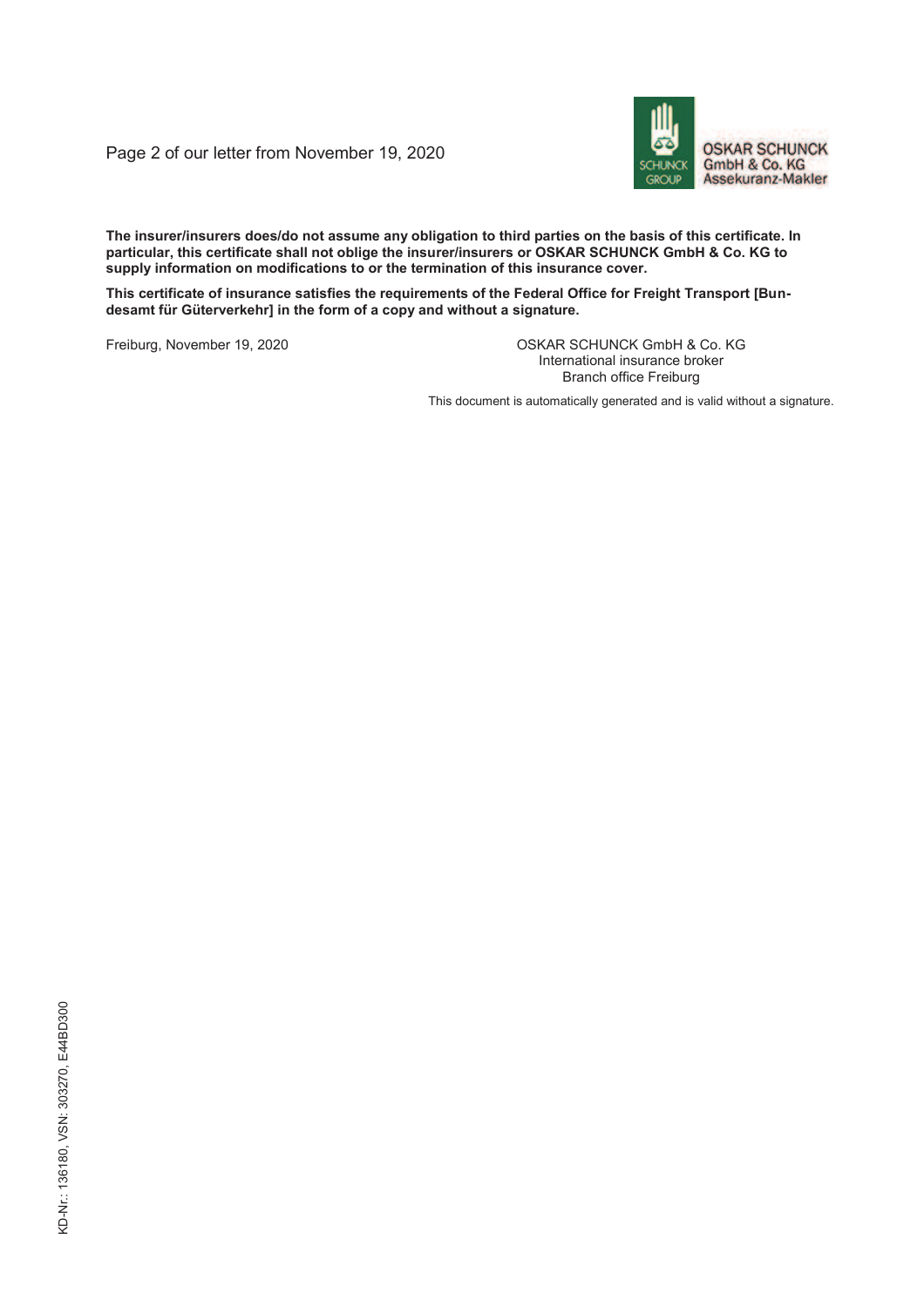**The insurer/insurers does/do not assume any obligation to third parties on the basis of this certificate. In particular, this certificate shall not oblige the insurer/insurers or OSKAR SCHUNCK GmbH & Co. KG to supply information on modifications to or the termination of this insurance cover.**

**This certificate of insurance satisfies the requirements of the Federal Office for Freight Transport [Bundesamt für Güterverkehr] in the form of a copy and without a signature.**

Freiburg, November 19, 2020

OSKAR SCHUNCK GmbH & Co. KG
International insurance broker
Branch office Freiburg

This document is automatically generated and is valid without a signature.

KD-Nr.: 136180, VSN: 303270, E44BD300